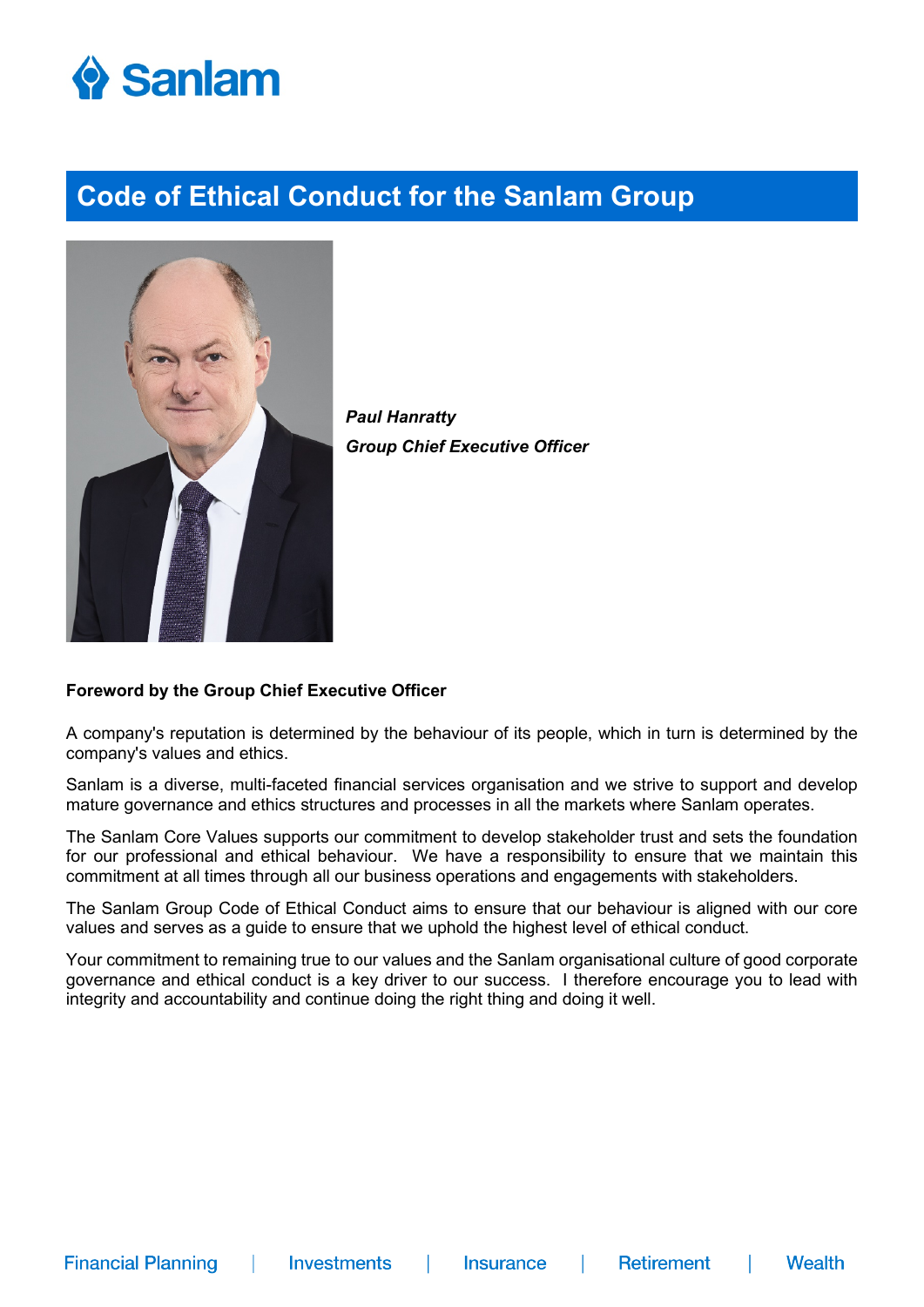# Code of Ethical Conduct for the Sanlam Group

***Paul Hanratty***

***Group Chief Executive Officer***

**Foreword by the Group Chief Executive Officer**

A company's reputation is determined by the behaviour of its people, which in turn is determined by the company's values and ethics.

Sanlam is a diverse, multi-faceted financial services organisation and we strive to support and develop mature governance and ethics structures and processes in all the markets where Sanlam operates.

The Sanlam Core Values supports our commitment to develop stakeholder trust and sets the foundation for our professional and ethical behaviour. We have a responsibility to ensure that we maintain this commitment at all times through all our business operations and engagements with stakeholders.

The Sanlam Group Code of Ethical Conduct aims to ensure that our behaviour is aligned with our core values and serves as a guide to ensure that we uphold the highest level of ethical conduct.

Your commitment to remaining true to our values and the Sanlam organisational culture of good corporate governance and ethical conduct is a key driver to our success. I therefore encourage you to lead with integrity and accountability and continue doing the right thing and doing it well.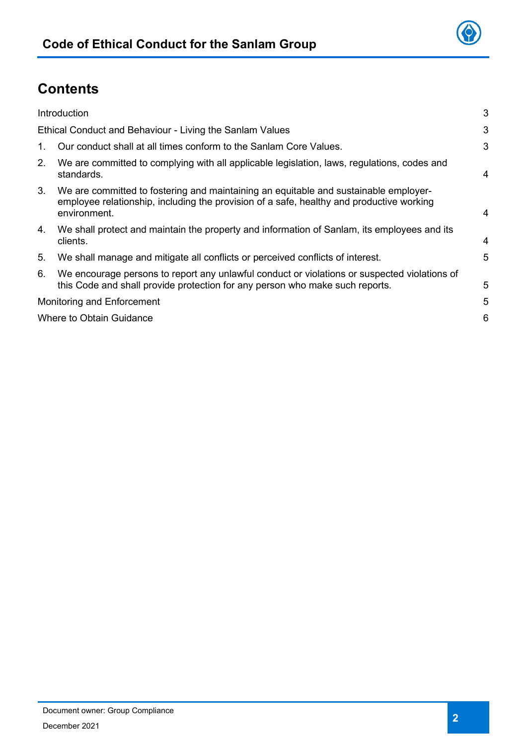## Contents

| | | |
|---|---|---|
| Introduction | | 3 |
| Ethical Conduct and Behaviour - Living the Sanlam Values | | 3 |
| 1. | Our conduct shall at all times conform to the Sanlam Core Values. | 3 |
| 2. | We are committed to complying with all applicable legislation, laws, regulations, codes and standards. | 4 |
| 3. | We are committed to fostering and maintaining an equitable and sustainable employer-employee relationship, including the provision of a safe, healthy and productive working environment. | 4 |
| 4. | We shall protect and maintain the property and information of Sanlam, its employees and its clients. | 4 |
| 5. | We shall manage and mitigate all conflicts or perceived conflicts of interest. | 5 |
| 6. | We encourage persons to report any unlawful conduct or violations or suspected violations of this Code and shall provide protection for any person who make such reports. | 5 |
| Monitoring and Enforcement | | 5 |
| Where to Obtain Guidance | | 6 |

Document owner: Group Compliance

December 2021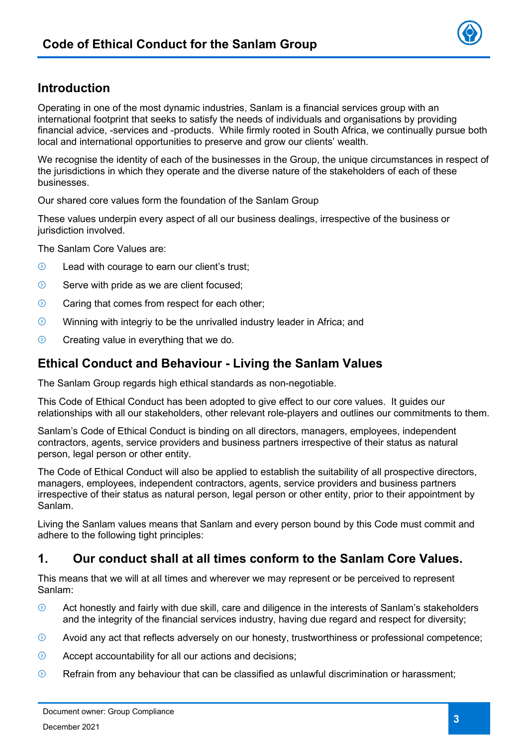## Introduction

Operating in one of the most dynamic industries, Sanlam is a financial services group with an international footprint that seeks to satisfy the needs of individuals and organisations by providing financial advice, -services and -products. While firmly rooted in South Africa, we continually pursue both local and international opportunities to preserve and grow our clients' wealth.

We recognise the identity of each of the businesses in the Group, the unique circumstances in respect of the jurisdictions in which they operate and the diverse nature of the stakeholders of each of these businesses.

Our shared core values form the foundation of the Sanlam Group

These values underpin every aspect of all our business dealings, irrespective of the business or jurisdiction involved.

The Sanlam Core Values are:

- Lead with courage to earn our client's trust;
- Serve with pride as we are client focused;
- Caring that comes from respect for each other;
- Winning with integriy to be the unrivalled industry leader in Africa; and
- Creating value in everything that we do.

## Ethical Conduct and Behaviour - Living the Sanlam Values

The Sanlam Group regards high ethical standards as non-negotiable.

This Code of Ethical Conduct has been adopted to give effect to our core values. It guides our relationships with all our stakeholders, other relevant role-players and outlines our commitments to them.

Sanlam's Code of Ethical Conduct is binding on all directors, managers, employees, independent contractors, agents, service providers and business partners irrespective of their status as natural person, legal person or other entity.

The Code of Ethical Conduct will also be applied to establish the suitability of all prospective directors, managers, employees, independent contractors, agents, service providers and business partners irrespective of their status as natural person, legal person or other entity, prior to their appointment by Sanlam.

Living the Sanlam values means that Sanlam and every person bound by this Code must commit and adhere to the following tight principles:

## 1. Our conduct shall at all times conform to the Sanlam Core Values.

This means that we will at all times and wherever we may represent or be perceived to represent Sanlam:

- Act honestly and fairly with due skill, care and diligence in the interests of Sanlam's stakeholders and the integrity of the financial services industry, having due regard and respect for diversity;
- Avoid any act that reflects adversely on our honesty, trustworthiness or professional competence;
- Accept accountability for all our actions and decisions;
- Refrain from any behaviour that can be classified as unlawful discrimination or harassment;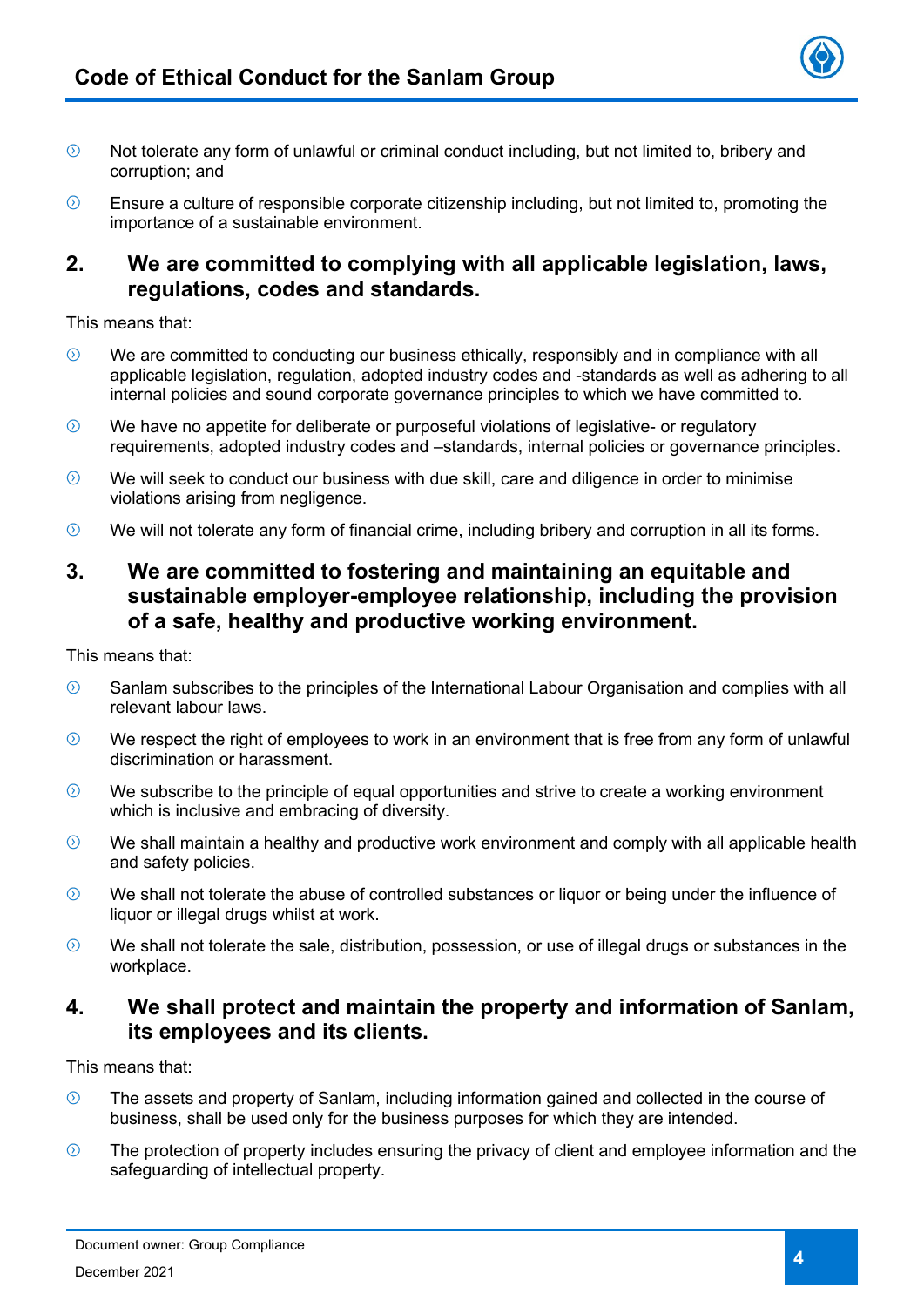- Not tolerate any form of unlawful or criminal conduct including, but not limited to, bribery and corruption; and
- Ensure a culture of responsible corporate citizenship including, but not limited to, promoting the importance of a sustainable environment.

## 2. We are committed to complying with all applicable legislation, laws, regulations, codes and standards.

This means that:

- We are committed to conducting our business ethically, responsibly and in compliance with all applicable legislation, regulation, adopted industry codes and -standards as well as adhering to all internal policies and sound corporate governance principles to which we have committed to.
- We have no appetite for deliberate or purposeful violations of legislative- or regulatory requirements, adopted industry codes and –standards, internal policies or governance principles.
- We will seek to conduct our business with due skill, care and diligence in order to minimise violations arising from negligence.
- We will not tolerate any form of financial crime, including bribery and corruption in all its forms.

## 3. We are committed to fostering and maintaining an equitable and sustainable employer-employee relationship, including the provision of a safe, healthy and productive working environment.

This means that:

- Sanlam subscribes to the principles of the International Labour Organisation and complies with all relevant labour laws.
- We respect the right of employees to work in an environment that is free from any form of unlawful discrimination or harassment.
- We subscribe to the principle of equal opportunities and strive to create a working environment which is inclusive and embracing of diversity.
- We shall maintain a healthy and productive work environment and comply with all applicable health and safety policies.
- We shall not tolerate the abuse of controlled substances or liquor or being under the influence of liquor or illegal drugs whilst at work.
- We shall not tolerate the sale, distribution, possession, or use of illegal drugs or substances in the workplace.

## 4. We shall protect and maintain the property and information of Sanlam, its employees and its clients.

This means that:

- The assets and property of Sanlam, including information gained and collected in the course of business, shall be used only for the business purposes for which they are intended.
- The protection of property includes ensuring the privacy of client and employee information and the safeguarding of intellectual property.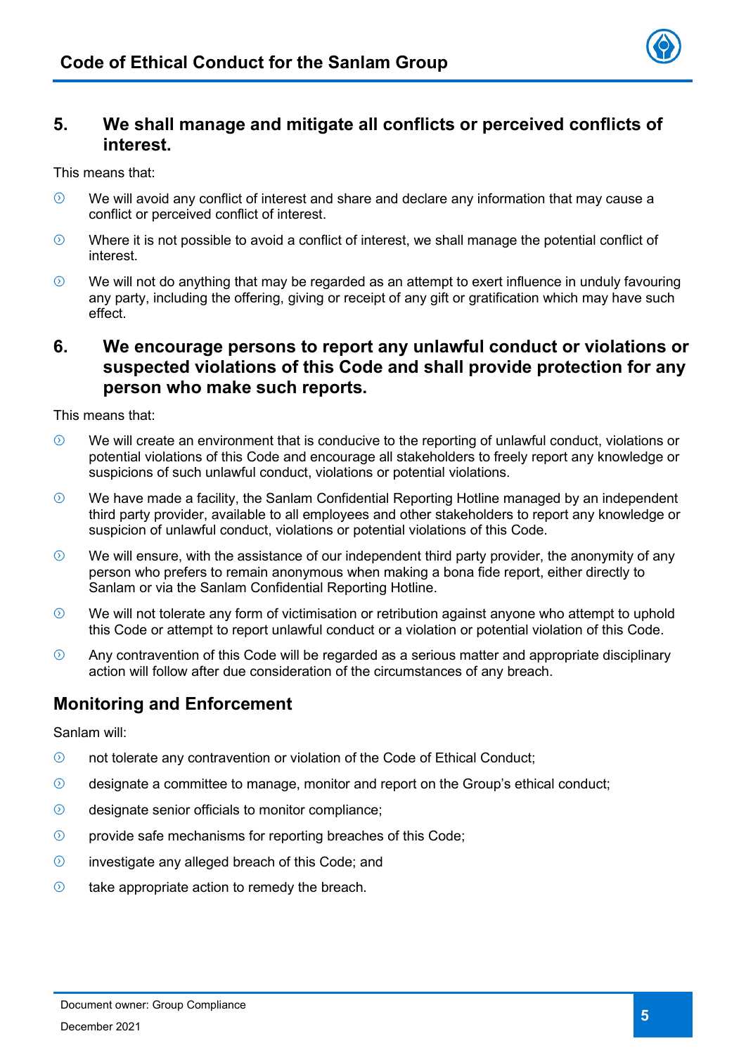## 5. We shall manage and mitigate all conflicts or perceived conflicts of interest.

This means that:

- We will avoid any conflict of interest and share and declare any information that may cause a conflict or perceived conflict of interest.
- Where it is not possible to avoid a conflict of interest, we shall manage the potential conflict of interest.
- We will not do anything that may be regarded as an attempt to exert influence in unduly favouring any party, including the offering, giving or receipt of any gift or gratification which may have such effect.

## 6. We encourage persons to report any unlawful conduct or violations or suspected violations of this Code and shall provide protection for any person who make such reports.

This means that:

- We will create an environment that is conducive to the reporting of unlawful conduct, violations or potential violations of this Code and encourage all stakeholders to freely report any knowledge or suspicions of such unlawful conduct, violations or potential violations.
- We have made a facility, the Sanlam Confidential Reporting Hotline managed by an independent third party provider, available to all employees and other stakeholders to report any knowledge or suspicion of unlawful conduct, violations or potential violations of this Code.
- We will ensure, with the assistance of our independent third party provider, the anonymity of any person who prefers to remain anonymous when making a bona fide report, either directly to Sanlam or via the Sanlam Confidential Reporting Hotline.
- We will not tolerate any form of victimisation or retribution against anyone who attempt to uphold this Code or attempt to report unlawful conduct or a violation or potential violation of this Code.
- Any contravention of this Code will be regarded as a serious matter and appropriate disciplinary action will follow after due consideration of the circumstances of any breach.

## Monitoring and Enforcement

Sanlam will:

- not tolerate any contravention or violation of the Code of Ethical Conduct;
- designate a committee to manage, monitor and report on the Group's ethical conduct;
- designate senior officials to monitor compliance;
- provide safe mechanisms for reporting breaches of this Code;
- investigate any alleged breach of this Code; and
- take appropriate action to remedy the breach.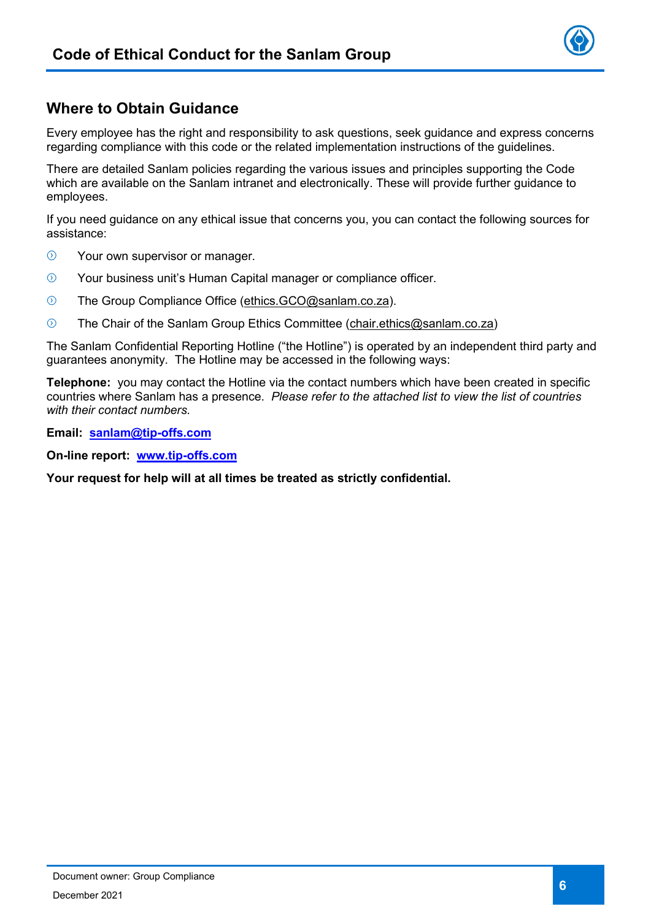## Where to Obtain Guidance

Every employee has the right and responsibility to ask questions, seek guidance and express concerns regarding compliance with this code or the related implementation instructions of the guidelines.

There are detailed Sanlam policies regarding the various issues and principles supporting the Code which are available on the Sanlam intranet and electronically. These will provide further guidance to employees.

If you need guidance on any ethical issue that concerns you, you can contact the following sources for assistance:

- Your own supervisor or manager.
- Your business unit's Human Capital manager or compliance officer.
- The Group Compliance Office (ethics.GCO@sanlam.co.za).
- The Chair of the Sanlam Group Ethics Committee (chair.ethics@sanlam.co.za)

The Sanlam Confidential Reporting Hotline ("the Hotline") is operated by an independent third party and guarantees anonymity. The Hotline may be accessed in the following ways:

**Telephone:** you may contact the Hotline via the contact numbers which have been created in specific countries where Sanlam has a presence. *Please refer to the attached list to view the list of countries with their contact numbers.*

**Email:** **sanlam@tip-offs.com**

**On-line report:** **www.tip-offs.com**

**Your request for help will at all times be treated as strictly confidential.**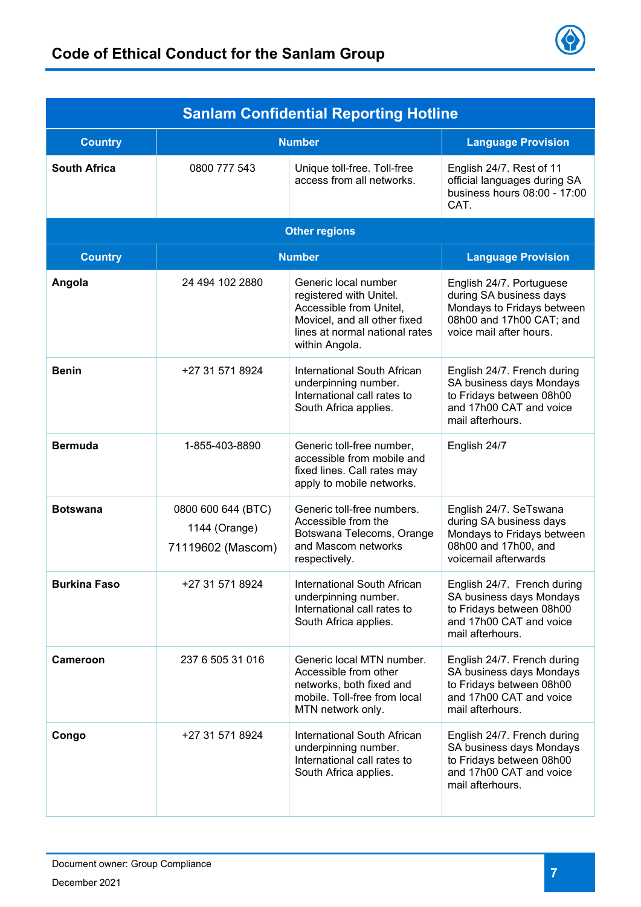| Sanlam Confidential Reporting Hotline | | | |
|---|---|---|---|
| **Country** | **Number** | | **Language Provision** |
| **South Africa** | 0800 777 543 | Unique toll-free. Toll-free access from all networks. | English 24/7. Rest of 11 official languages during SA business hours 08:00 - 17:00 CAT. |
| **Other regions** | | | |
| **Country** | **Number** | | **Language Provision** |
| **Angola** | 24 494 102 2880 | Generic local number registered with Unitel. Accessible from Unitel, Movicel, and all other fixed lines at normal national rates within Angola. | English 24/7. Portuguese during SA business days Mondays to Fridays between 08h00 and 17h00 CAT; and voice mail after hours. |
| **Benin** | +27 31 571 8924 | International South African underpinning number. International call rates to South Africa applies. | English 24/7. French during SA business days Mondays to Fridays between 08h00 and 17h00 CAT and voice mail afterhours. |
| **Bermuda** | 1-855-403-8890 | Generic toll-free number, accessible from mobile and fixed lines. Call rates may apply to mobile networks. | English 24/7 |
| **Botswana** | 0800 600 644 (BTC)<br>1144 (Orange)<br>71119602 (Mascom) | Generic toll-free numbers. Accessible from the Botswana Telecoms, Orange and Mascom networks respectively. | English 24/7. SeTswana during SA business days Mondays to Fridays between 08h00 and 17h00, and voicemail afterwards |
| **Burkina Faso** | +27 31 571 8924 | International South African underpinning number. International call rates to South Africa applies. | English 24/7. French during SA business days Mondays to Fridays between 08h00 and 17h00 CAT and voice mail afterhours. |
| **Cameroon** | 237 6 505 31 016 | Generic local MTN number. Accessible from other networks, both fixed and mobile. Toll-free from local MTN network only. | English 24/7. French during SA business days Mondays to Fridays between 08h00 and 17h00 CAT and voice mail afterhours. |
| **Congo** | +27 31 571 8924 | International South African underpinning number. International call rates to South Africa applies. | English 24/7. French during SA business days Mondays to Fridays between 08h00 and 17h00 CAT and voice mail afterhours. |

Document owner: Group Compliance

December 2021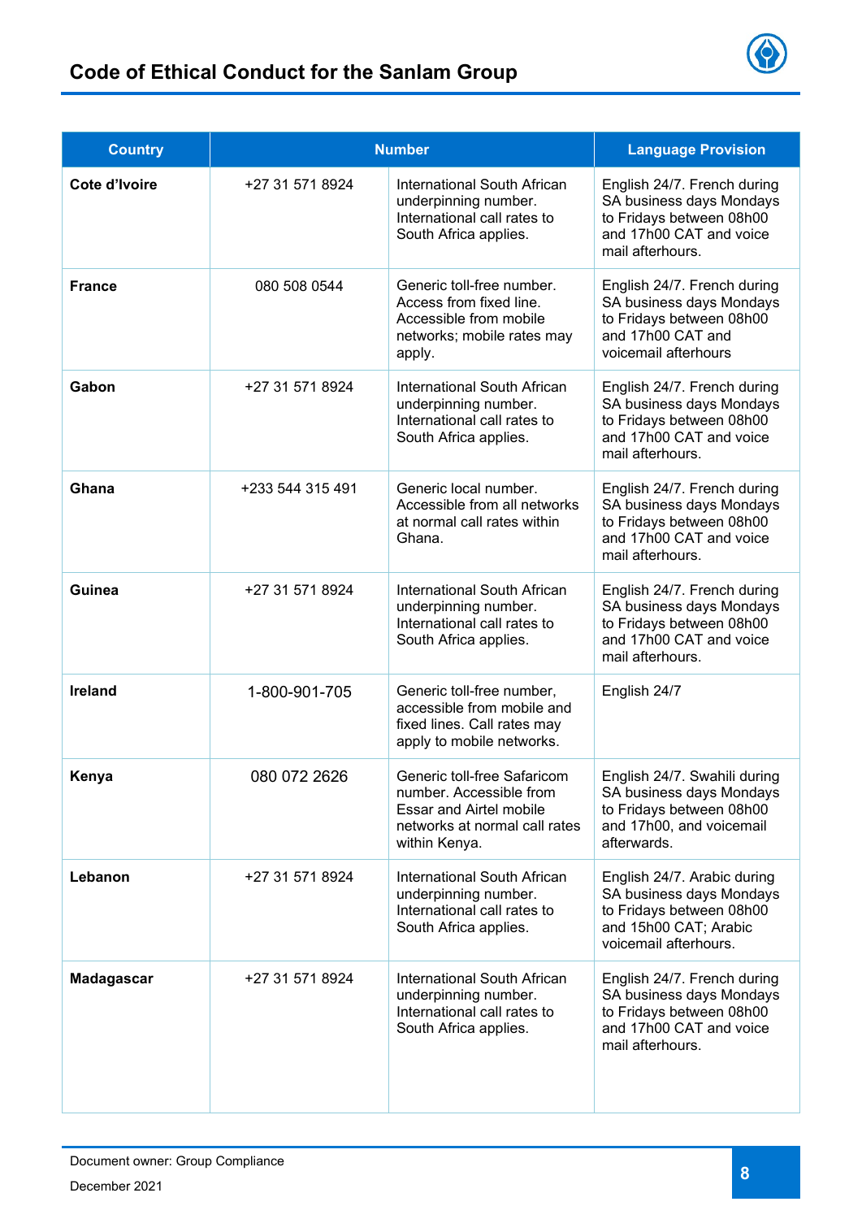| Country | Number | | Language Provision |
|---|---|---|---|
| **Cote d'Ivoire** | +27 31 571 8924 | International South African underpinning number. International call rates to South Africa applies. | English 24/7. French during SA business days Mondays to Fridays between 08h00 and 17h00 CAT and voice mail afterhours. |
| **France** | 080 508 0544 | Generic toll-free number. Access from fixed line. Accessible from mobile networks; mobile rates may apply. | English 24/7. French during SA business days Mondays to Fridays between 08h00 and 17h00 CAT and voicemail afterhours |
| **Gabon** | +27 31 571 8924 | International South African underpinning number. International call rates to South Africa applies. | English 24/7. French during SA business days Mondays to Fridays between 08h00 and 17h00 CAT and voice mail afterhours. |
| **Ghana** | +233 544 315 491 | Generic local number. Accessible from all networks at normal call rates within Ghana. | English 24/7. French during SA business days Mondays to Fridays between 08h00 and 17h00 CAT and voice mail afterhours. |
| **Guinea** | +27 31 571 8924 | International South African underpinning number. International call rates to South Africa applies. | English 24/7. French during SA business days Mondays to Fridays between 08h00 and 17h00 CAT and voice mail afterhours. |
| **Ireland** | 1-800-901-705 | Generic toll-free number, accessible from mobile and fixed lines. Call rates may apply to mobile networks. | English 24/7 |
| **Kenya** | 080 072 2626 | Generic toll-free Safaricom number. Accessible from Essar and Airtel mobile networks at normal call rates within Kenya. | English 24/7. Swahili during SA business days Mondays to Fridays between 08h00 and 17h00, and voicemail afterwards. |
| **Lebanon** | +27 31 571 8924 | International South African underpinning number. International call rates to South Africa applies. | English 24/7. Arabic during SA business days Mondays to Fridays between 08h00 and 15h00 CAT; Arabic voicemail afterhours. |
| **Madagascar** | +27 31 571 8924 | International South African underpinning number. International call rates to South Africa applies. | English 24/7. French during SA business days Mondays to Fridays between 08h00 and 17h00 CAT and voice mail afterhours. |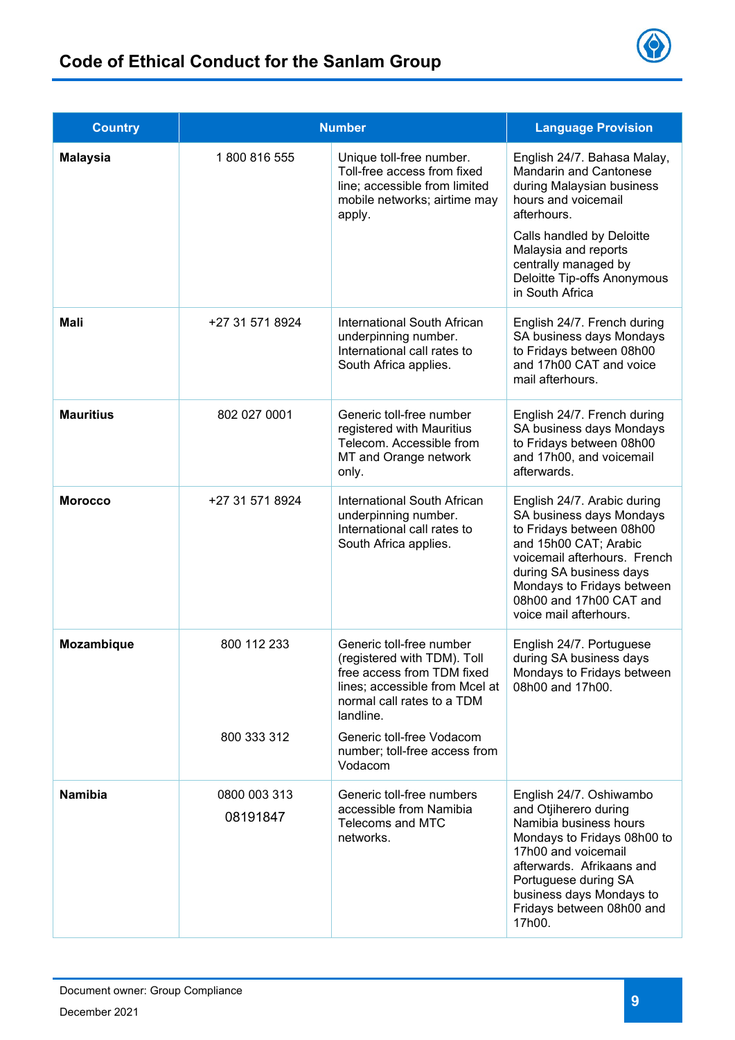| Country | Number | | Language Provision |
|---|---|---|---|
| **Malaysia** | 1 800 816 555 | Unique toll-free number. Toll-free access from fixed line; accessible from limited mobile networks; airtime may apply. | English 24/7. Bahasa Malay, Mandarin and Cantonese during Malaysian business hours and voicemail afterhours.<br><br>Calls handled by Deloitte Malaysia and reports centrally managed by Deloitte Tip-offs Anonymous in South Africa |
| **Mali** | +27 31 571 8924 | International South African underpinning number. International call rates to South Africa applies. | English 24/7. French during SA business days Mondays to Fridays between 08h00 and 17h00 CAT and voice mail afterhours. |
| **Mauritius** | 802 027 0001 | Generic toll-free number registered with Mauritius Telecom. Accessible from MT and Orange network only. | English 24/7. French during SA business days Mondays to Fridays between 08h00 and 17h00, and voicemail afterwards. |
| **Morocco** | +27 31 571 8924 | International South African underpinning number. International call rates to South Africa applies. | English 24/7. Arabic during SA business days Mondays to Fridays between 08h00 and 15h00 CAT; Arabic voicemail afterhours. French during SA business days Mondays to Fridays between 08h00 and 17h00 CAT and voice mail afterhours. |
| **Mozambique** | 800 112 233<br><br>800 333 312 | Generic toll-free number (registered with TDM). Toll free access from TDM fixed lines; accessible from Mcel at normal call rates to a TDM landline.<br><br>Generic toll-free Vodacom number; toll-free access from Vodacom | English 24/7. Portuguese during SA business days Mondays to Fridays between 08h00 and 17h00. |
| **Namibia** | 0800 003 313<br>08191847 | Generic toll-free numbers accessible from Namibia Telecoms and MTC networks. | English 24/7. Oshiwambo and Otjiherero during Namibia business hours Mondays to Fridays 08h00 to 17h00 and voicemail afterwards. Afrikaans and Portuguese during SA business days Mondays to Fridays between 08h00 and 17h00. |

Document owner: Group Compliance

December 2021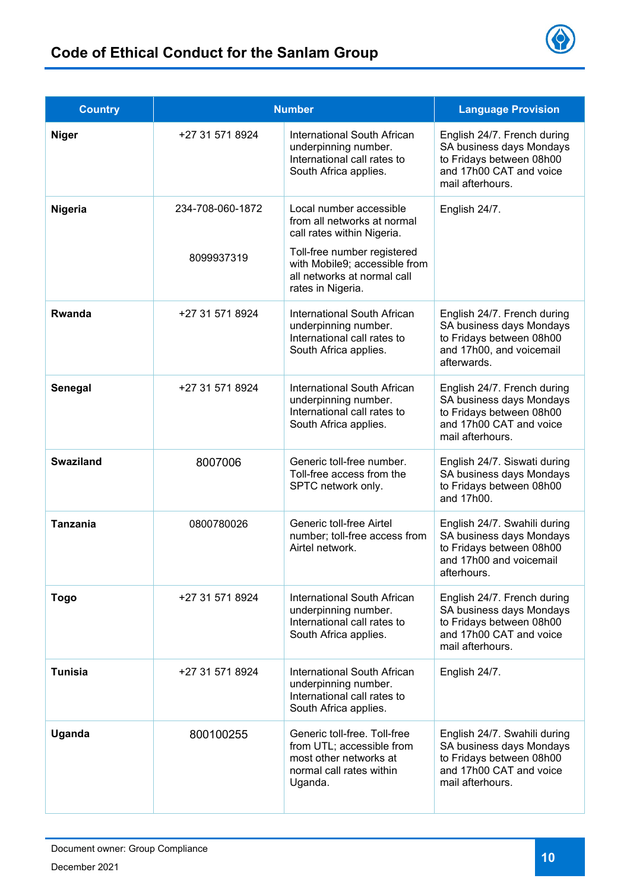| Country | Number | | Language Provision |
|---|---|---|---|
| **Niger** | +27 31 571 8924 | International South African underpinning number. International call rates to South Africa applies. | English 24/7. French during SA business days Mondays to Fridays between 08h00 and 17h00 CAT and voice mail afterhours. |
| **Nigeria** | 234-708-060-1872 | Local number accessible from all networks at normal call rates within Nigeria. | English 24/7. |
| | 8099937319 | Toll-free number registered with Mobile9; accessible from all networks at normal call rates in Nigeria. | |
| **Rwanda** | +27 31 571 8924 | International South African underpinning number. International call rates to South Africa applies. | English 24/7. French during SA business days Mondays to Fridays between 08h00 and 17h00, and voicemail afterwards. |
| **Senegal** | +27 31 571 8924 | International South African underpinning number. International call rates to South Africa applies. | English 24/7. French during SA business days Mondays to Fridays between 08h00 and 17h00 CAT and voice mail afterhours. |
| **Swaziland** | 8007006 | Generic toll-free number. Toll-free access from the SPTC network only. | English 24/7. Siswati during SA business days Mondays to Fridays between 08h00 and 17h00. |
| **Tanzania** | 0800780026 | Generic toll-free Airtel number; toll-free access from Airtel network. | English 24/7. Swahili during SA business days Mondays to Fridays between 08h00 and 17h00 and voicemail afterhours. |
| **Togo** | +27 31 571 8924 | International South African underpinning number. International call rates to South Africa applies. | English 24/7. French during SA business days Mondays to Fridays between 08h00 and 17h00 CAT and voice mail afterhours. |
| **Tunisia** | +27 31 571 8924 | International South African underpinning number. International call rates to South Africa applies. | English 24/7. |
| **Uganda** | 800100255 | Generic toll-free. Toll-free from UTL; accessible from most other networks at normal call rates within Uganda. | English 24/7. Swahili during SA business days Mondays to Fridays between 08h00 and 17h00 CAT and voice mail afterhours. |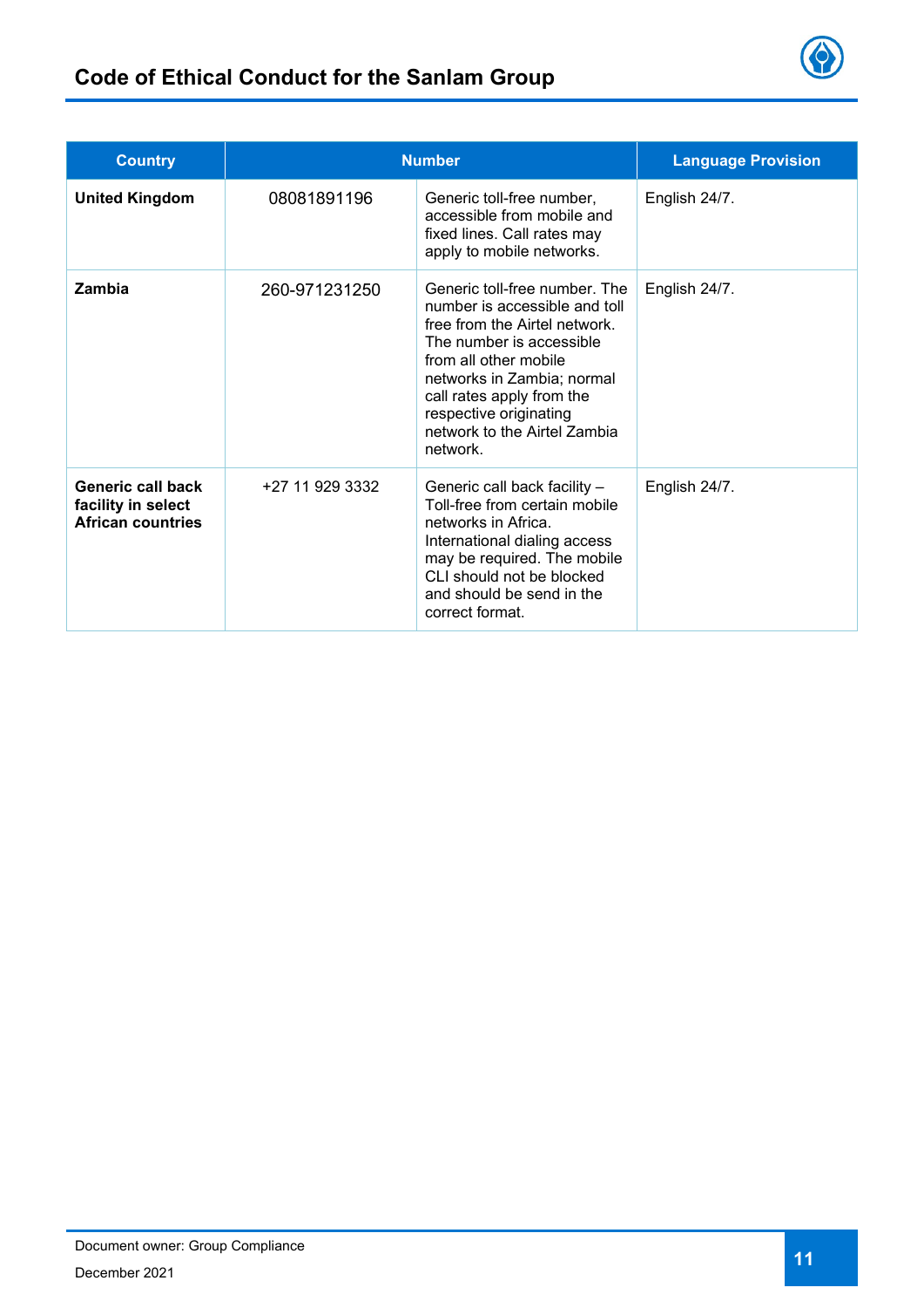| Country | Number | | Language Provision |
|---|---|---|---|
| **United Kingdom** | 08081891196 | Generic toll-free number, accessible from mobile and fixed lines. Call rates may apply to mobile networks. | English 24/7. |
| **Zambia** | 260-971231250 | Generic toll-free number. The number is accessible and toll free from the Airtel network. The number is accessible from all other mobile networks in Zambia; normal call rates apply from the respective originating network to the Airtel Zambia network. | English 24/7. |
| **Generic call back facility in select African countries** | +27 11 929 3332 | Generic call back facility – Toll-free from certain mobile networks in Africa. International dialing access may be required. The mobile CLI should not be blocked and should be send in the correct format. | English 24/7. |